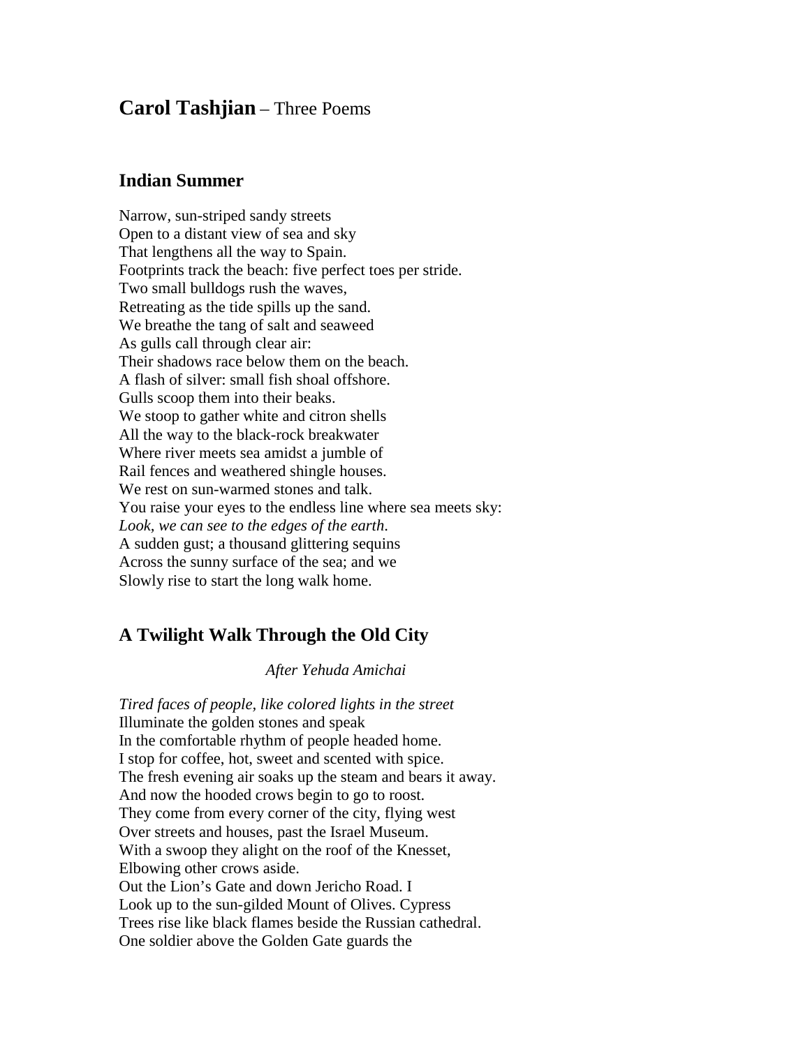# **Carol Tashjian** – Three Poems

## Indian Summer

Narrow, sun-striped sandy streets  
Open to a distant view of sea and sky  
That lengthens all the way to Spain.  
Footprints track the beach: five perfect toes per stride.  
Two small bulldogs rush the waves,  
Retreating as the tide spills up the sand.  
We breathe the tang of salt and seaweed  
As gulls call through clear air:  
Their shadows race below them on the beach.  
A flash of silver: small fish shoal offshore.  
Gulls scoop them into their beaks.  
We stoop to gather white and citron shells  
All the way to the black-rock breakwater  
Where river meets sea amidst a jumble of  
Rail fences and weathered shingle houses.  
We rest on sun-warmed stones and talk.  
You raise your eyes to the endless line where sea meets sky:  
*Look, we can see to the edges of the earth.*  
A sudden gust; a thousand glittering sequins  
Across the sunny surface of the sea; and we  
Slowly rise to start the long walk home.

## A Twilight Walk Through the Old City

*After Yehuda Amichai*

*Tired faces of people, like colored lights in the street*  
Illuminate the golden stones and speak  
In the comfortable rhythm of people headed home.  
I stop for coffee, hot, sweet and scented with spice.  
The fresh evening air soaks up the steam and bears it away.  
And now the hooded crows begin to go to roost.  
They come from every corner of the city, flying west  
Over streets and houses, past the Israel Museum.  
With a swoop they alight on the roof of the Knesset,  
Elbowing other crows aside.  
Out the Lion's Gate and down Jericho Road. I  
Look up to the sun-gilded Mount of Olives. Cypress  
Trees rise like black flames beside the Russian cathedral.  
One soldier above the Golden Gate guards the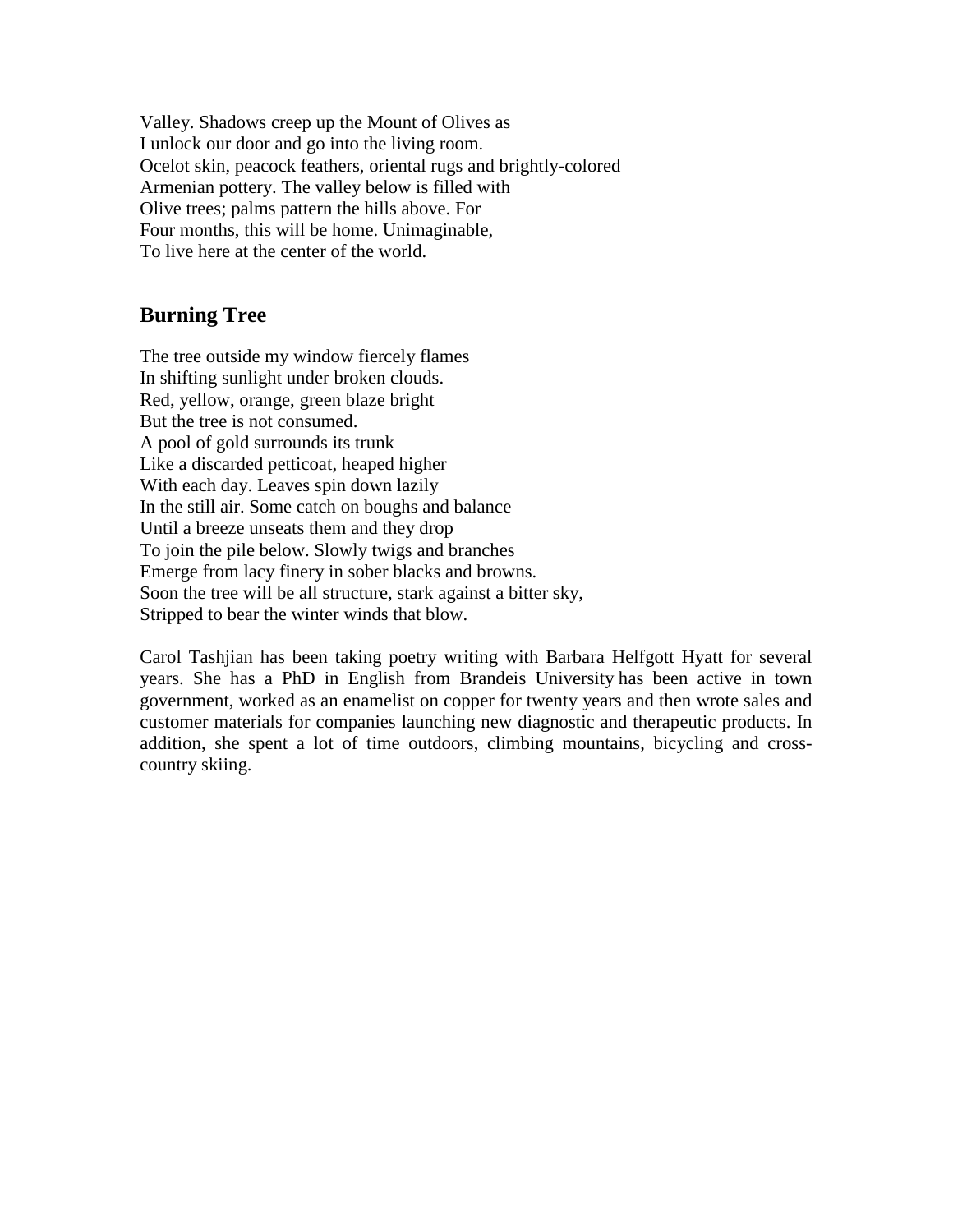Valley. Shadows creep up the Mount of Olives as  
I unlock our door and go into the living room.  
Ocelot skin, peacock feathers, oriental rugs and brightly-colored  
Armenian pottery. The valley below is filled with  
Olive trees; palms pattern the hills above. For  
Four months, this will be home. Unimaginable,  
To live here at the center of the world.

## Burning Tree

The tree outside my window fiercely flames  
In shifting sunlight under broken clouds.  
Red, yellow, orange, green blaze bright  
But the tree is not consumed.  
A pool of gold surrounds its trunk  
Like a discarded petticoat, heaped higher  
With each day. Leaves spin down lazily  
In the still air. Some catch on boughs and balance  
Until a breeze unseats them and they drop  
To join the pile below. Slowly twigs and branches  
Emerge from lacy finery in sober blacks and browns.  
Soon the tree will be all structure, stark against a bitter sky,  
Stripped to bear the winter winds that blow.

Carol Tashjian has been taking poetry writing with Barbara Helfgott Hyatt for several years. She has a PhD in English from Brandeis University has been active in town government, worked as an enamelist on copper for twenty years and then wrote sales and customer materials for companies launching new diagnostic and therapeutic products. In addition, she spent a lot of time outdoors, climbing mountains, bicycling and cross-country skiing.